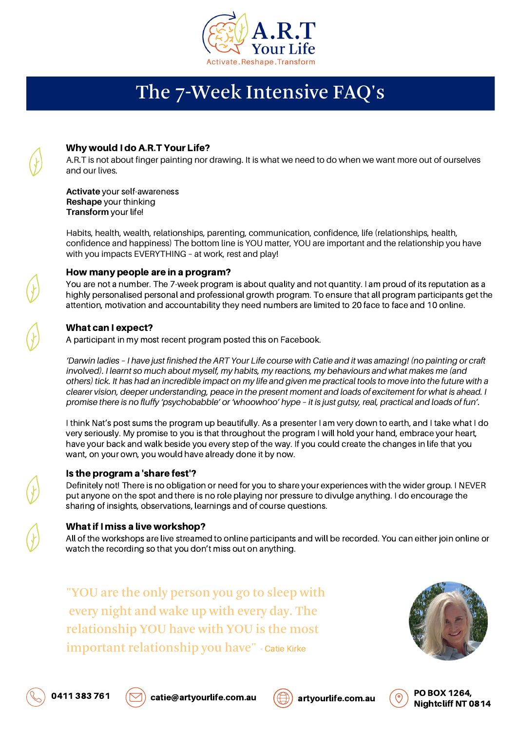A.R.T Your Life

Activate.Reshape.Transform

# The 7-Week Intensive FAQ's

### Why would I do A.R.T Your Life?

A.R.T is not about finger painting nor drawing. It is what we need to do when we want more out of ourselves and our lives.

**Activate** your self-awareness
**Reshape** your thinking
**Transform** your life!

Habits, health, wealth, relationships, parenting, communication, confidence, life (relationships, health, confidence and happiness) The bottom line is YOU matter, YOU are important and the relationship you have with you impacts EVERYTHING – at work, rest and play!

### How many people are in a program?

You are not a number. The 7-week program is about quality and not quantity. I am proud of its reputation as a highly personalised personal and professional growth program. To ensure that all program participants get the attention, motivation and accountability they need numbers are limited to 20 face to face and 10 online.

### What can I expect?

A participant in my most recent program posted this on Facebook.

*'Darwin ladies – I have just finished the ART Your Life course with Catie and it was amazing! (no painting or craft involved). I learnt so much about myself, my habits, my reactions, my behaviours and what makes me (and others) tick. It has had an incredible impact on my life and given me practical tools to move into the future with a clearer vision, deeper understanding, peace in the present moment and loads of excitement for what is ahead. I promise there is no fluffy 'psychobabble' or 'whoowhoo' hype – it is just gutsy, real, practical and loads of fun'.*

I think Nat's post sums the program up beautifully. As a presenter I am very down to earth, and I take what I do very seriously. My promise to you is that throughout the program I will hold your hand, embrace your heart, have your back and walk beside you every step of the way. If you could create the changes in life that you want, on your own, you would have already done it by now.

### Is the program a 'share fest'?

Definitely not! There is no obligation or need for you to share your experiences with the wider group. I NEVER put anyone on the spot and there is no role playing nor pressure to divulge anything. I do encourage the sharing of insights, observations, learnings and of course questions.

### What if I miss a live workshop?

All of the workshops are live streamed to online participants and will be recorded. You can either join online or watch the recording so that you don't miss out on anything.

"YOU are the only person you go to sleep with every night and wake up with every day. The relationship YOU have with YOU is the most important relationship you have" - Catie Kirke

0411 383 761 | catie@artyourlife.com.au | artyourlife.com.au | PO BOX 1264, Nightcliff NT 0814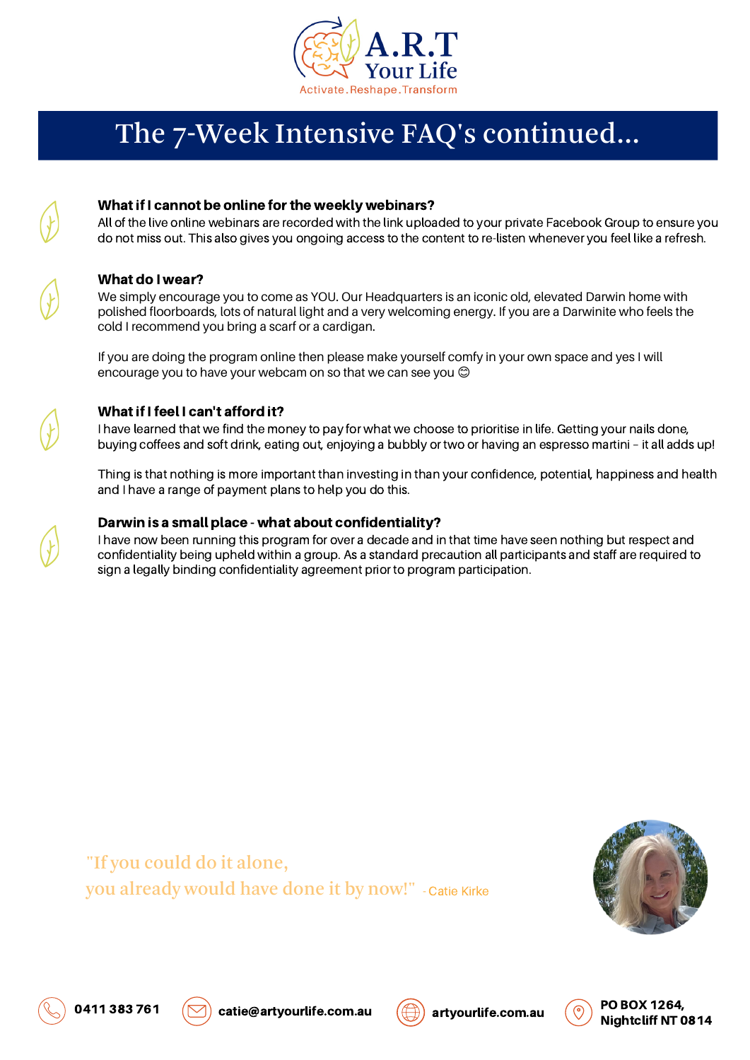A.R.T Your Life

Activate.Reshape.Transform

# The 7-Week Intensive FAQ's continued...

**What if I cannot be online for the weekly webinars?**

All of the live online webinars are recorded with the link uploaded to your private Facebook Group to ensure you do not miss out. This also gives you ongoing access to the content to re-listen whenever you feel like a refresh.

**What do I wear?**

We simply encourage you to come as YOU. Our Headquarters is an iconic old, elevated Darwin home with polished floorboards, lots of natural light and a very welcoming energy. If you are a Darwinite who feels the cold I recommend you bring a scarf or a cardigan.

If you are doing the program online then please make yourself comfy in your own space and yes I will encourage you to have your webcam on so that we can see you 😊

**What if I feel I can't afford it?**

I have learned that we find the money to pay for what we choose to prioritise in life. Getting your nails done, buying coffees and soft drink, eating out, enjoying a bubbly or two or having an espresso martini – it all adds up!

Thing is that nothing is more important than investing in than your confidence, potential, happiness and health and I have a range of payment plans to help you do this.

**Darwin is a small place - what about confidentiality?**

I have now been running this program for over a decade and in that time have seen nothing but respect and confidentiality being upheld within a group. As a standard precaution all participants and staff are required to sign a legally binding confidentiality agreement prior to program participation.

"If you could do it alone,
you already would have done it by now!" - Catie Kirke

0411 383 761 | catie@artyourlife.com.au | artyourlife.com.au | PO BOX 1264, Nightcliff NT 0814